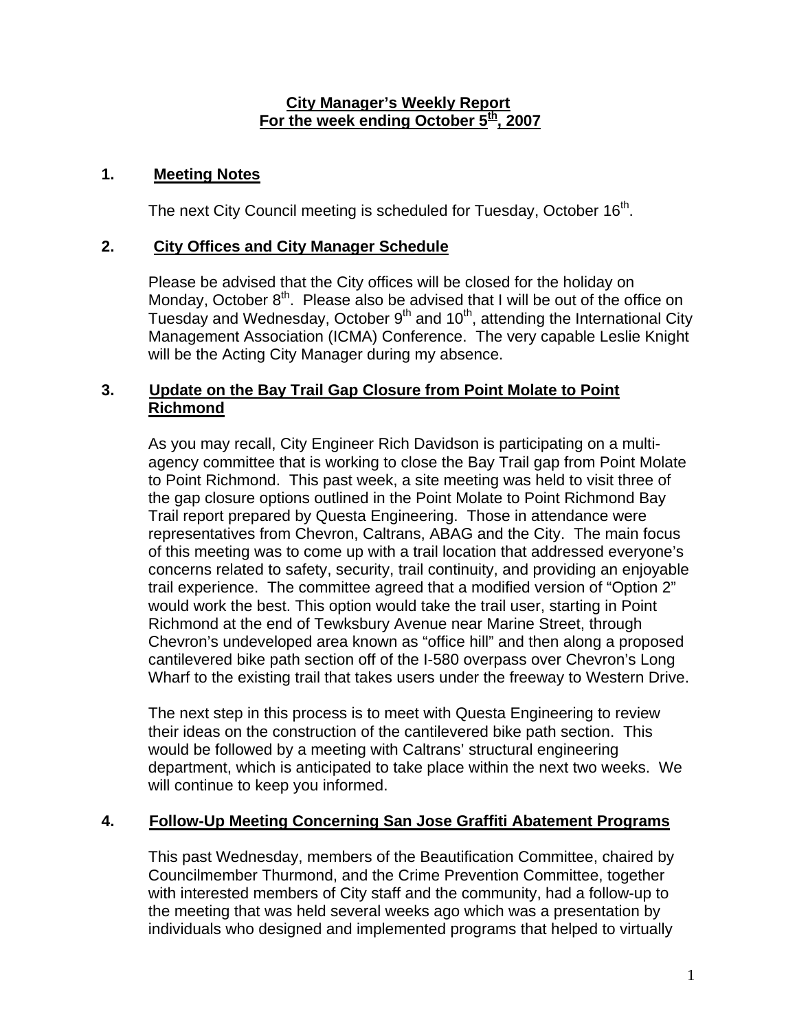**City Manager's Weekly Report**
**For the week ending October 5th, 2007**

## 1. Meeting Notes

The next City Council meeting is scheduled for Tuesday, October 16th.

## 2. City Offices and City Manager Schedule

Please be advised that the City offices will be closed for the holiday on Monday, October 8th. Please also be advised that I will be out of the office on Tuesday and Wednesday, October 9th and 10th, attending the International City Management Association (ICMA) Conference. The very capable Leslie Knight will be the Acting City Manager during my absence.

## 3. Update on the Bay Trail Gap Closure from Point Molate to Point Richmond

As you may recall, City Engineer Rich Davidson is participating on a multi-agency committee that is working to close the Bay Trail gap from Point Molate to Point Richmond. This past week, a site meeting was held to visit three of the gap closure options outlined in the Point Molate to Point Richmond Bay Trail report prepared by Questa Engineering. Those in attendance were representatives from Chevron, Caltrans, ABAG and the City. The main focus of this meeting was to come up with a trail location that addressed everyone's concerns related to safety, security, trail continuity, and providing an enjoyable trail experience. The committee agreed that a modified version of "Option 2" would work the best. This option would take the trail user, starting in Point Richmond at the end of Tewksbury Avenue near Marine Street, through Chevron's undeveloped area known as "office hill" and then along a proposed cantilevered bike path section off of the I-580 overpass over Chevron's Long Wharf to the existing trail that takes users under the freeway to Western Drive.

The next step in this process is to meet with Questa Engineering to review their ideas on the construction of the cantilevered bike path section. This would be followed by a meeting with Caltrans' structural engineering department, which is anticipated to take place within the next two weeks. We will continue to keep you informed.

## 4. Follow-Up Meeting Concerning San Jose Graffiti Abatement Programs

This past Wednesday, members of the Beautification Committee, chaired by Councilmember Thurmond, and the Crime Prevention Committee, together with interested members of City staff and the community, had a follow-up to the meeting that was held several weeks ago which was a presentation by individuals who designed and implemented programs that helped to virtually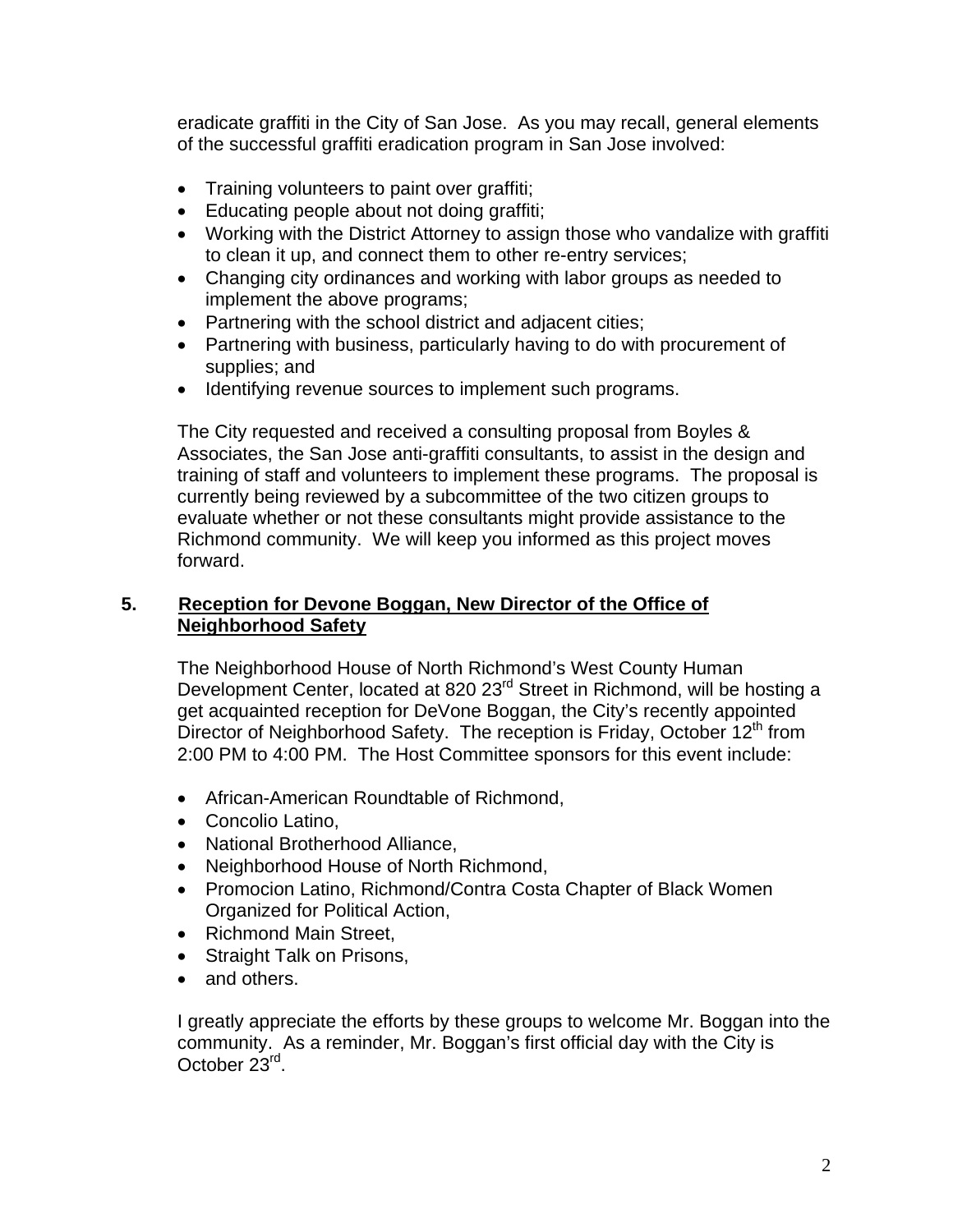eradicate graffiti in the City of San Jose. As you may recall, general elements of the successful graffiti eradication program in San Jose involved:

- Training volunteers to paint over graffiti;
- Educating people about not doing graffiti;
- Working with the District Attorney to assign those who vandalize with graffiti to clean it up, and connect them to other re-entry services;
- Changing city ordinances and working with labor groups as needed to implement the above programs;
- Partnering with the school district and adjacent cities;
- Partnering with business, particularly having to do with procurement of supplies; and
- Identifying revenue sources to implement such programs.

The City requested and received a consulting proposal from Boyles & Associates, the San Jose anti-graffiti consultants, to assist in the design and training of staff and volunteers to implement these programs. The proposal is currently being reviewed by a subcommittee of the two citizen groups to evaluate whether or not these consultants might provide assistance to the Richmond community. We will keep you informed as this project moves forward.

## 5. Reception for Devone Boggan, New Director of the Office of Neighborhood Safety

The Neighborhood House of North Richmond's West County Human Development Center, located at 820 23rd Street in Richmond, will be hosting a get acquainted reception for DeVone Boggan, the City's recently appointed Director of Neighborhood Safety. The reception is Friday, October 12th from 2:00 PM to 4:00 PM. The Host Committee sponsors for this event include:

- African-American Roundtable of Richmond,
- Concolio Latino,
- National Brotherhood Alliance,
- Neighborhood House of North Richmond,
- Promocion Latino, Richmond/Contra Costa Chapter of Black Women Organized for Political Action,
- Richmond Main Street,
- Straight Talk on Prisons,
- and others.

I greatly appreciate the efforts by these groups to welcome Mr. Boggan into the community. As a reminder, Mr. Boggan's first official day with the City is October 23rd.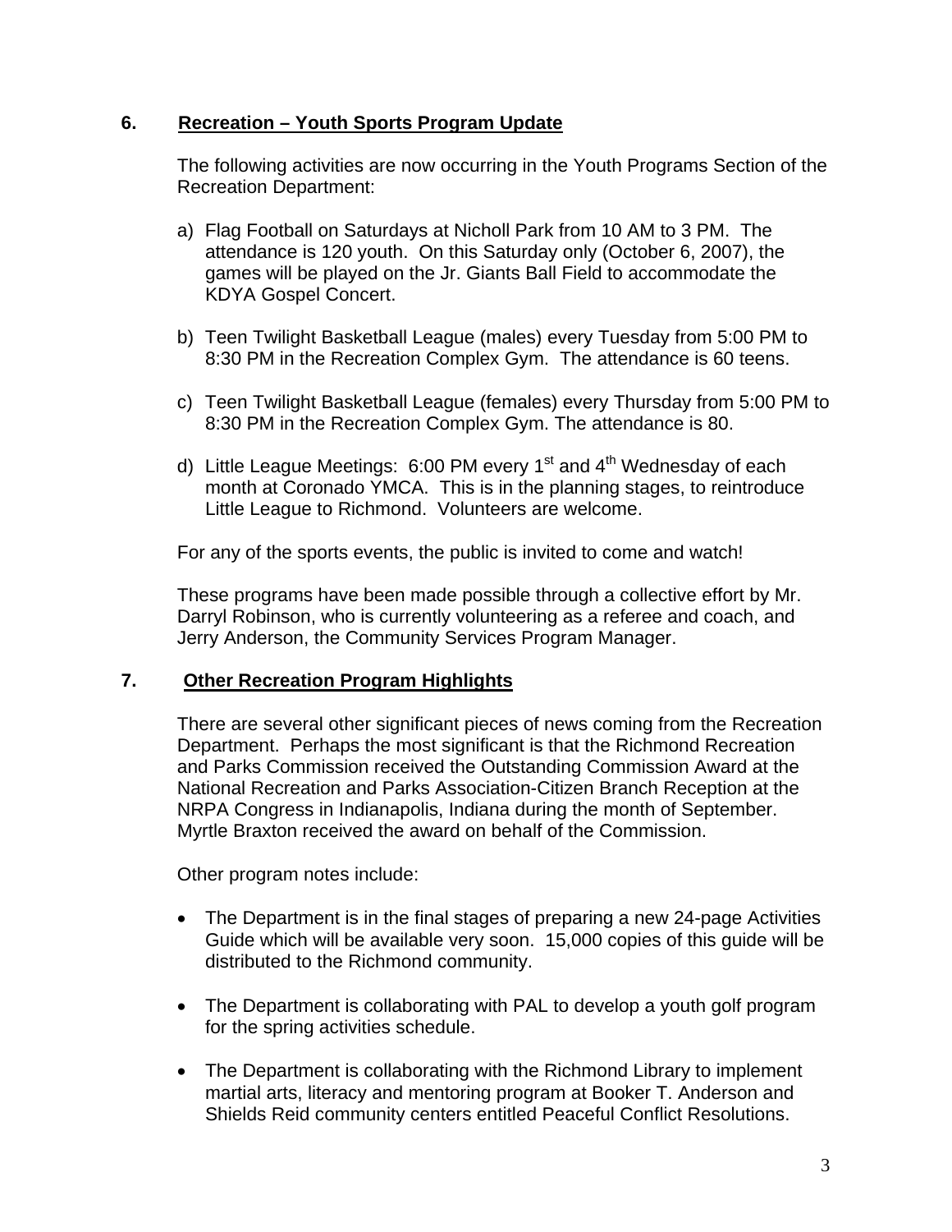## 6. Recreation – Youth Sports Program Update

The following activities are now occurring in the Youth Programs Section of the Recreation Department:

a) Flag Football on Saturdays at Nicholl Park from 10 AM to 3 PM. The attendance is 120 youth. On this Saturday only (October 6, 2007), the games will be played on the Jr. Giants Ball Field to accommodate the KDYA Gospel Concert.

b) Teen Twilight Basketball League (males) every Tuesday from 5:00 PM to 8:30 PM in the Recreation Complex Gym. The attendance is 60 teens.

c) Teen Twilight Basketball League (females) every Thursday from 5:00 PM to 8:30 PM in the Recreation Complex Gym. The attendance is 80.

d) Little League Meetings: 6:00 PM every 1st and 4th Wednesday of each month at Coronado YMCA. This is in the planning stages, to reintroduce Little League to Richmond. Volunteers are welcome.

For any of the sports events, the public is invited to come and watch!

These programs have been made possible through a collective effort by Mr. Darryl Robinson, who is currently volunteering as a referee and coach, and Jerry Anderson, the Community Services Program Manager.

## 7. Other Recreation Program Highlights

There are several other significant pieces of news coming from the Recreation Department. Perhaps the most significant is that the Richmond Recreation and Parks Commission received the Outstanding Commission Award at the National Recreation and Parks Association-Citizen Branch Reception at the NRPA Congress in Indianapolis, Indiana during the month of September. Myrtle Braxton received the award on behalf of the Commission.

Other program notes include:

- The Department is in the final stages of preparing a new 24-page Activities Guide which will be available very soon. 15,000 copies of this guide will be distributed to the Richmond community.

- The Department is collaborating with PAL to develop a youth golf program for the spring activities schedule.

- The Department is collaborating with the Richmond Library to implement martial arts, literacy and mentoring program at Booker T. Anderson and Shields Reid community centers entitled Peaceful Conflict Resolutions.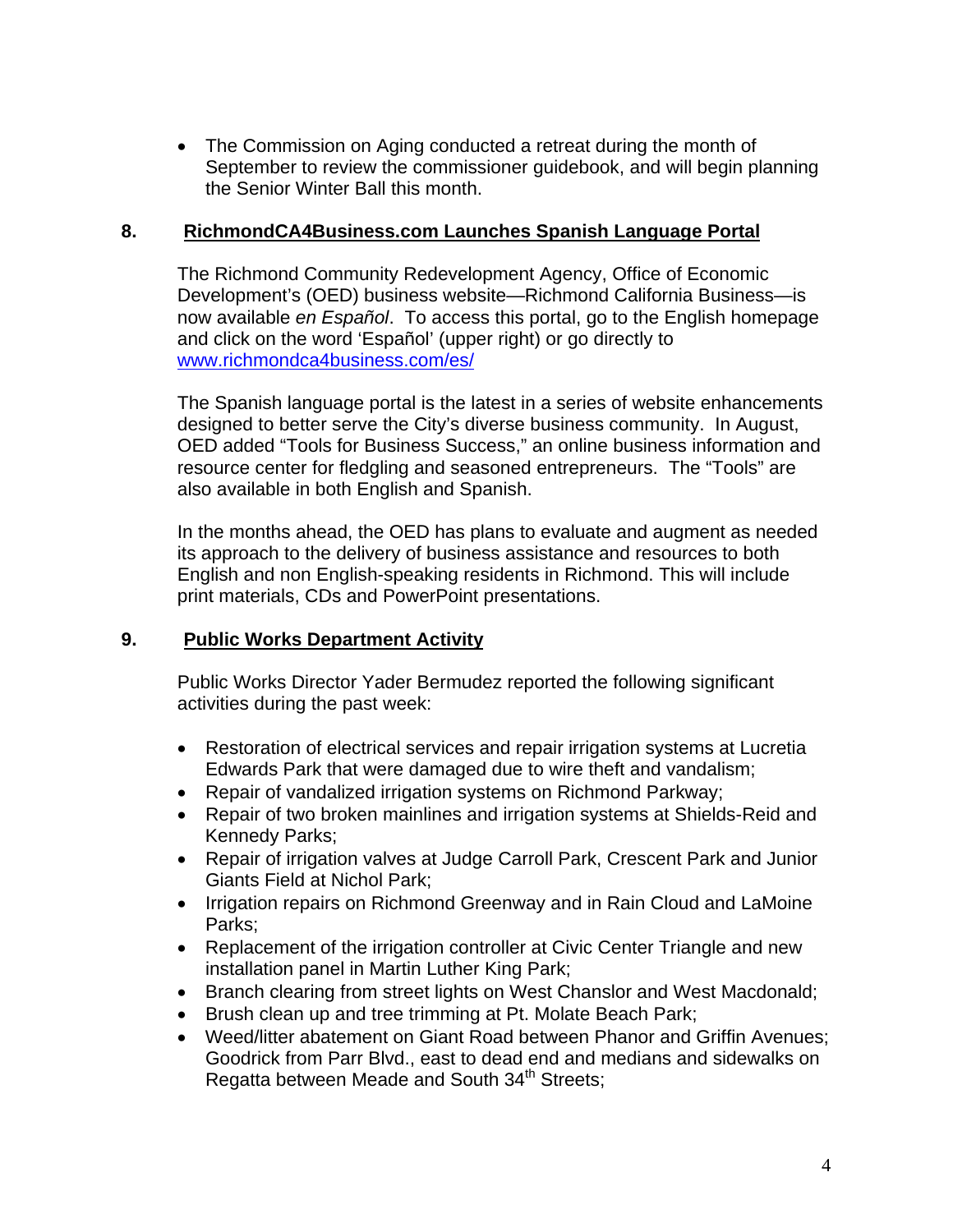- The Commission on Aging conducted a retreat during the month of September to review the commissioner guidebook, and will begin planning the Senior Winter Ball this month.

## 8. RichmondCA4Business.com Launches Spanish Language Portal

The Richmond Community Redevelopment Agency, Office of Economic Development's (OED) business website—Richmond California Business—is now available *en Español*. To access this portal, go to the English homepage and click on the word 'Español' (upper right) or go directly to www.richmondca4business.com/es/

The Spanish language portal is the latest in a series of website enhancements designed to better serve the City's diverse business community. In August, OED added "Tools for Business Success," an online business information and resource center for fledgling and seasoned entrepreneurs. The "Tools" are also available in both English and Spanish.

In the months ahead, the OED has plans to evaluate and augment as needed its approach to the delivery of business assistance and resources to both English and non English-speaking residents in Richmond. This will include print materials, CDs and PowerPoint presentations.

## 9. Public Works Department Activity

Public Works Director Yader Bermudez reported the following significant activities during the past week:

- Restoration of electrical services and repair irrigation systems at Lucretia Edwards Park that were damaged due to wire theft and vandalism;
- Repair of vandalized irrigation systems on Richmond Parkway;
- Repair of two broken mainlines and irrigation systems at Shields-Reid and Kennedy Parks;
- Repair of irrigation valves at Judge Carroll Park, Crescent Park and Junior Giants Field at Nichol Park;
- Irrigation repairs on Richmond Greenway and in Rain Cloud and LaMoine Parks;
- Replacement of the irrigation controller at Civic Center Triangle and new installation panel in Martin Luther King Park;
- Branch clearing from street lights on West Chanslor and West Macdonald;
- Brush clean up and tree trimming at Pt. Molate Beach Park;
- Weed/litter abatement on Giant Road between Phanor and Griffin Avenues; Goodrick from Parr Blvd., east to dead end and medians and sidewalks on Regatta between Meade and South 34th Streets;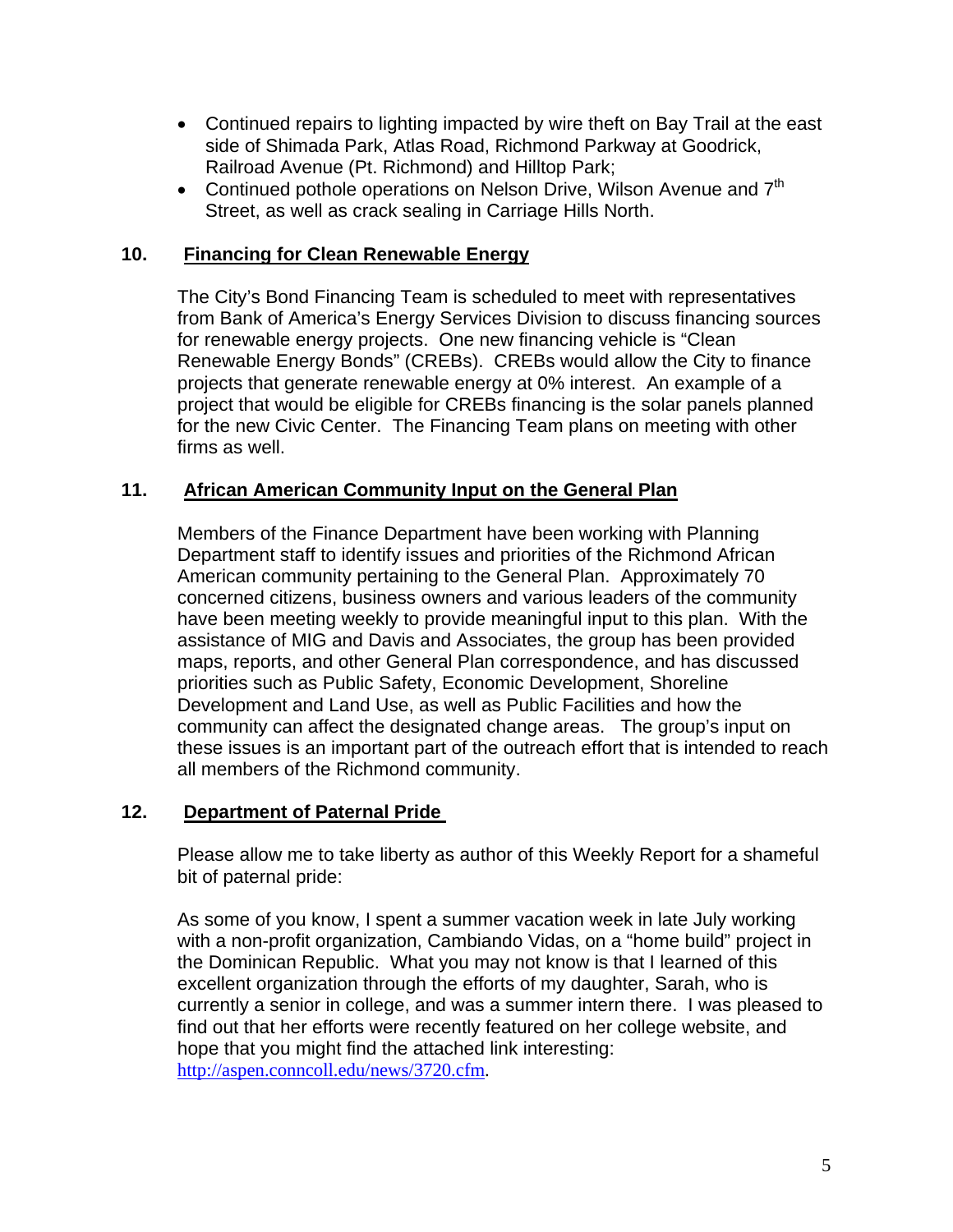- Continued repairs to lighting impacted by wire theft on Bay Trail at the east side of Shimada Park, Atlas Road, Richmond Parkway at Goodrick, Railroad Avenue (Pt. Richmond) and Hilltop Park;
- Continued pothole operations on Nelson Drive, Wilson Avenue and 7th Street, as well as crack sealing in Carriage Hills North.

## 10. Financing for Clean Renewable Energy

The City's Bond Financing Team is scheduled to meet with representatives from Bank of America's Energy Services Division to discuss financing sources for renewable energy projects. One new financing vehicle is "Clean Renewable Energy Bonds" (CREBs). CREBs would allow the City to finance projects that generate renewable energy at 0% interest. An example of a project that would be eligible for CREBs financing is the solar panels planned for the new Civic Center. The Financing Team plans on meeting with other firms as well.

## 11. African American Community Input on the General Plan

Members of the Finance Department have been working with Planning Department staff to identify issues and priorities of the Richmond African American community pertaining to the General Plan. Approximately 70 concerned citizens, business owners and various leaders of the community have been meeting weekly to provide meaningful input to this plan. With the assistance of MIG and Davis and Associates, the group has been provided maps, reports, and other General Plan correspondence, and has discussed priorities such as Public Safety, Economic Development, Shoreline Development and Land Use, as well as Public Facilities and how the community can affect the designated change areas. The group's input on these issues is an important part of the outreach effort that is intended to reach all members of the Richmond community.

## 12. Department of Paternal Pride

Please allow me to take liberty as author of this Weekly Report for a shameful bit of paternal pride:

As some of you know, I spent a summer vacation week in late July working with a non-profit organization, Cambiando Vidas, on a "home build" project in the Dominican Republic. What you may not know is that I learned of this excellent organization through the efforts of my daughter, Sarah, who is currently a senior in college, and was a summer intern there. I was pleased to find out that her efforts were recently featured on her college website, and hope that you might find the attached link interesting: http://aspen.conncoll.edu/news/3720.cfm.